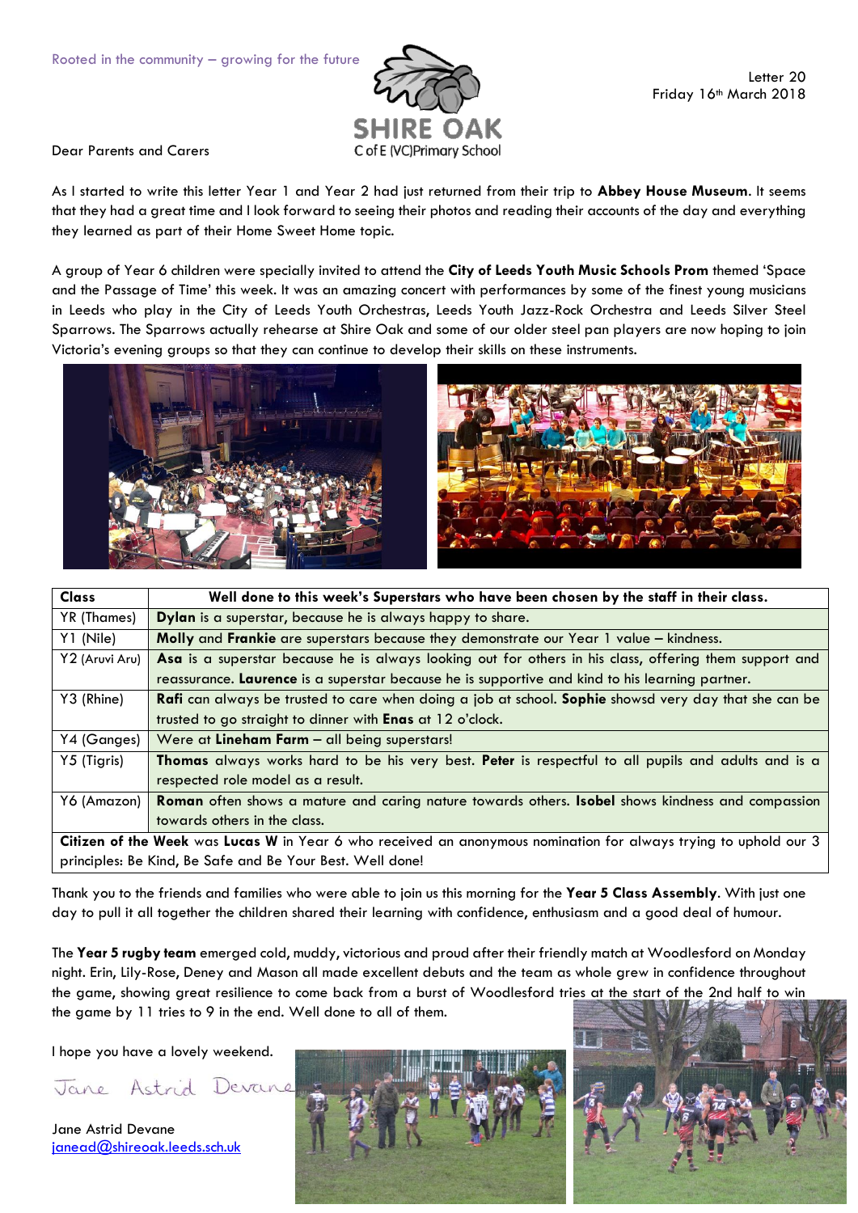Rooted in the community – growing for the future

SHIRE OAK
C of E (VC) Primary School

Letter 20
Friday 16th March 2018

Dear Parents and Carers

As I started to write this letter Year 1 and Year 2 had just returned from their trip to **Abbey House Museum**. It seems that they had a great time and I look forward to seeing their photos and reading their accounts of the day and everything they learned as part of their Home Sweet Home topic.

A group of Year 6 children were specially invited to attend the **City of Leeds Youth Music Schools Prom** themed 'Space and the Passage of Time' this week. It was an amazing concert with performances by some of the finest young musicians in Leeds who play in the City of Leeds Youth Orchestras, Leeds Youth Jazz-Rock Orchestra and Leeds Silver Steel Sparrows. The Sparrows actually rehearse at Shire Oak and some of our older steel pan players are now hoping to join Victoria's evening groups so that they can continue to develop their skills on these instruments.

| Class | Well done to this week's Superstars who have been chosen by the staff in their class. |
|---|---|
| YR (Thames) | **Dylan** is a superstar, because he is always happy to share. |
| Y1 (Nile) | **Molly** and **Frankie** are superstars because they demonstrate our Year 1 value – kindness. |
| Y2 (Aruvi Aru) | **Asa** is a superstar because he is always looking out for others in his class, offering them support and reassurance. **Laurence** is a superstar because he is supportive and kind to his learning partner. |
| Y3 (Rhine) | **Rafi** can always be trusted to care when doing a job at school. **Sophie** showsd very day that she can be trusted to go straight to dinner with **Enas** at 12 o'clock. |
| Y4 (Ganges) | Were at **Lineham Farm** – all being superstars! |
| Y5 (Tigris) | **Thomas** always works hard to be his very best. **Peter** is respectful to all pupils and adults and is a respected role model as a result. |
| Y6 (Amazon) | **Roman** often shows a mature and caring nature towards others. **Isobel** shows kindness and compassion towards others in the class. |
| **Citizen of the Week** was **Lucas W** in Year 6 who received an anonymous nomination for always trying to uphold our 3 principles: Be Kind, Be Safe and Be Your Best. Well done! | |

Thank you to the friends and families who were able to join us this morning for the **Year 5 Class Assembly**. With just one day to pull it all together the children shared their learning with confidence, enthusiasm and a good deal of humour.

The **Year 5 rugby team** emerged cold, muddy, victorious and proud after their friendly match at Woodlesford on Monday night. Erin, Lily-Rose, Deney and Mason all made excellent debuts and the team as whole grew in confidence throughout the game, showing great resilience to come back from a burst of Woodlesford tries at the start of the 2nd half to win the game by 11 tries to 9 in the end. Well done to all of them.

I hope you have a lovely weekend.

Jane Astrid Devane

Jane Astrid Devane
janead@shireoak.leeds.sch.uk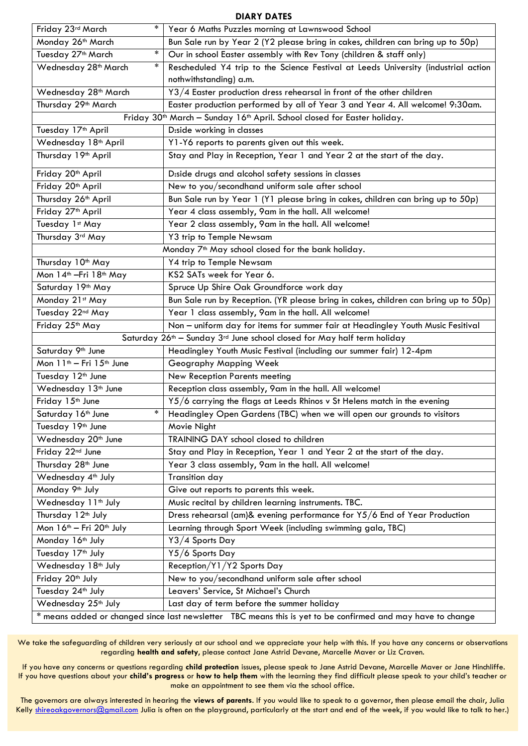**DIARY DATES**

| | |
|---|---|
| Friday 23rd March * | Year 6 Maths Puzzles morning at Lawnswood School |
| Monday 26th March | Bun Sale run by Year 2 (Y2 please bring in cakes, children can bring up to 50p) |
| Tuesday 27th March * | Our in school Easter assembly with Rev Tony (children & staff only) |
| Wednesday 28th March * | Rescheduled Y4 trip to the Science Festival at Leeds University (industrial action nothwithstanding) a.m. |
| Wednesday 28th March | Y3/4 Easter production dress rehearsal in front of the other children |
| Thursday 29th March | Easter production performed by all of Year 3 and Year 4. All welcome! 9:30am. |
| Friday 30th March – Sunday 16th April. School closed for Easter holiday. | |
| Tuesday 17th April | D:side working in classes |
| Wednesday 18th April | Y1-Y6 reports to parents given out this week. |
| Thursday 19th April | Stay and Play in Reception, Year 1 and Year 2 at the start of the day. |
| Friday 20th April | D:side drugs and alcohol safety sessions in classes |
| Friday 20th April | New to you/secondhand uniform sale after school |
| Thursday 26th April | Bun Sale run by Year 1 (Y1 please bring in cakes, children can bring up to 50p) |
| Friday 27th April | Year 4 class assembly, 9am in the hall. All welcome! |
| Tuesday 1st May | Year 2 class assembly, 9am in the hall. All welcome! |
| Thursday 3rd May | Y3 trip to Temple Newsam |
| Monday 7th May school closed for the bank holiday. | |
| Thursday 10th May | Y4 trip to Temple Newsam |
| Mon 14th –Fri 18th May | KS2 SATs week for Year 6. |
| Saturday 19th May | Spruce Up Shire Oak Groundforce work day |
| Monday 21st May | Bun Sale run by Reception. (YR please bring in cakes, children can bring up to 50p) |
| Tuesday 22nd May | Year 1 class assembly, 9am in the hall. All welcome! |
| Friday 25th May | Non – uniform day for items for summer fair at Headingley Youth Music Fesitival |
| Saturday 26th – Sunday 3rd June school closed for May half term holiday | |
| Saturday 9th June | Headingley Youth Music Festival (including our summer fair) 12-4pm |
| Mon 11th – Fri 15th June | Geography Mapping Week |
| Tuesday 12th June | New Reception Parents meeting |
| Wednesday 13th June | Reception class assembly, 9am in the hall. All welcome! |
| Friday 15th June | Y5/6 carrying the flags at Leeds Rhinos v St Helens match in the evening |
| Saturday 16th June * | Headingley Open Gardens (TBC) when we will open our grounds to visitors |
| Tuesday 19th June | Movie Night |
| Wednesday 20th June | TRAINING DAY school closed to children |
| Friday 22nd June | Stay and Play in Reception, Year 1 and Year 2 at the start of the day. |
| Thursday 28th June | Year 3 class assembly, 9am in the hall. All welcome! |
| Wednesday 4th July | Transition day |
| Monday 9th July | Give out reports to parents this week. |
| Wednesday 11th July | Music recital by children learning instruments. TBC. |
| Thursday 12th July | Dress rehearsal (am)& evening performance for Y5/6 End of Year Production |
| Mon 16th – Fri 20th July | Learning through Sport Week (including swimming gala, TBC) |
| Monday 16th July | Y3/4 Sports Day |
| Tuesday 17th July | Y5/6 Sports Day |
| Wednesday 18th July | Reception/Y1/Y2 Sports Day |
| Friday 20th July | New to you/secondhand uniform sale after school |
| Tuesday 24th July | Leavers' Service, St Michael's Church |
| Wednesday 25th July | Last day of term before the summer holiday |
| * means added or changed since last newsletter TBC means this is yet to be confirmed and may have to change | |

We take the safeguarding of children very seriously at our school and we appreciate your help with this. If you have any concerns or observations regarding **health and safety**, please contact Jane Astrid Devane, Marcelle Maver or Liz Craven.

If you have any concerns or questions regarding **child protection** issues, please speak to Jane Astrid Devane, Marcelle Maver or Jane Hinchliffe. If you have questions about your **child's progress** or **how to help them** with the learning they find difficult please speak to your child's teacher or make an appointment to see them via the school office.

The governors are always interested in hearing the **views of parents**. If you would like to speak to a governor, then please email the chair, Julia Kelly shireoakgovernors@gmail.com Julia is often on the playground, particularly at the start and end of the week, if you would like to talk to her.)